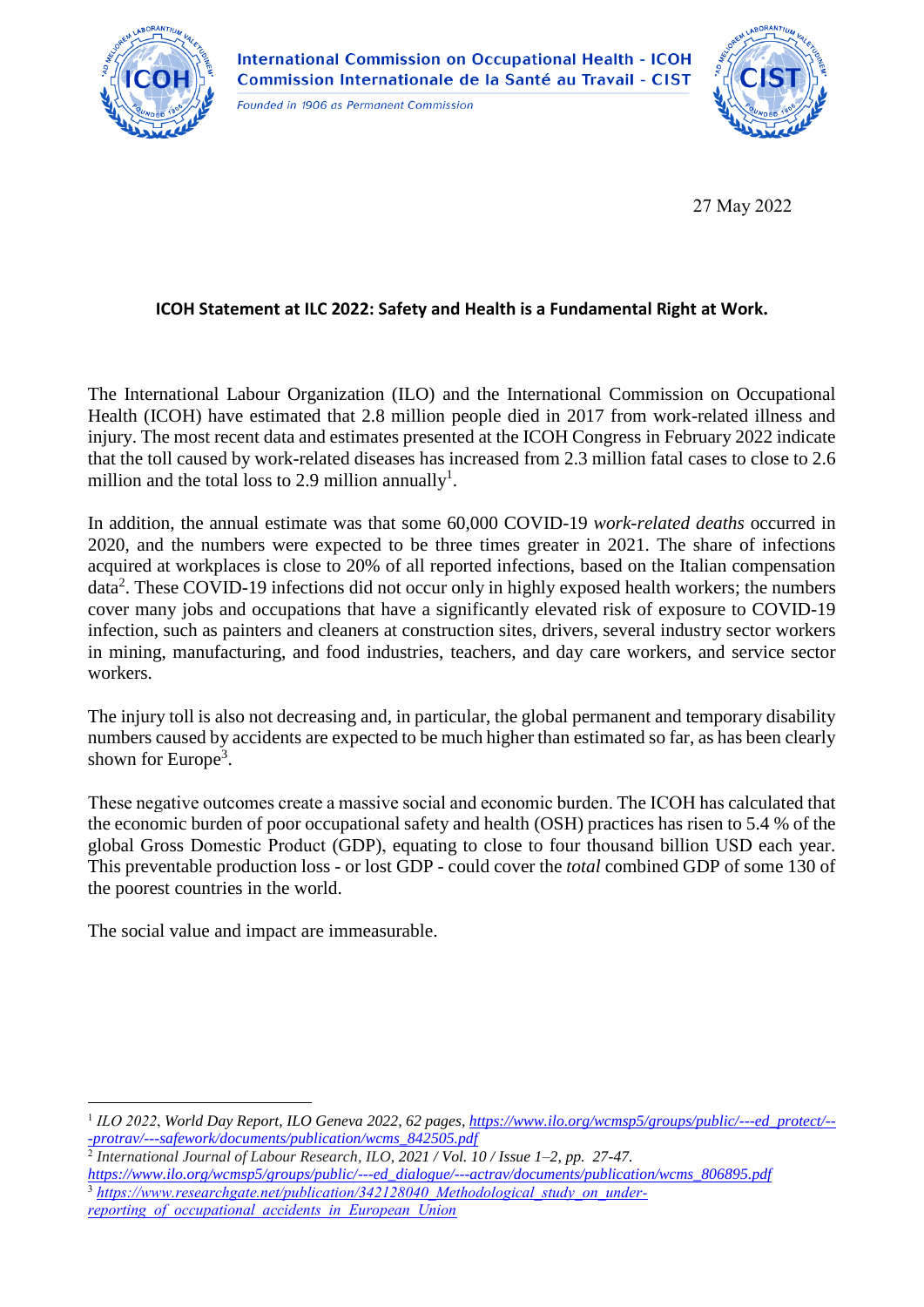International Commission on Occupational Health - ICOH
Commission Internationale de la Santé au Travail - CIST
*Founded in 1906 as Permanent Commission*

27 May 2022

**ICOH Statement at ILC 2022: Safety and Health is a Fundamental Right at Work.**

The International Labour Organization (ILO) and the International Commission on Occupational Health (ICOH) have estimated that 2.8 million people died in 2017 from work-related illness and injury. The most recent data and estimates presented at the ICOH Congress in February 2022 indicate that the toll caused by work-related diseases has increased from 2.3 million fatal cases to close to 2.6 million and the total loss to 2.9 million annually[1].

In addition, the annual estimate was that some 60,000 COVID-19 *work-related deaths* occurred in 2020, and the numbers were expected to be three times greater in 2021. The share of infections acquired at workplaces is close to 20% of all reported infections, based on the Italian compensation data[2]. These COVID-19 infections did not occur only in highly exposed health workers; the numbers cover many jobs and occupations that have a significantly elevated risk of exposure to COVID-19 infection, such as painters and cleaners at construction sites, drivers, several industry sector workers in mining, manufacturing, and food industries, teachers, and day care workers, and service sector workers.

The injury toll is also not decreasing and, in particular, the global permanent and temporary disability numbers caused by accidents are expected to be much higher than estimated so far, as has been clearly shown for Europe[3].

These negative outcomes create a massive social and economic burden. The ICOH has calculated that the economic burden of poor occupational safety and health (OSH) practices has risen to 5.4 % of the global Gross Domestic Product (GDP), equating to close to four thousand billion USD each year. This preventable production loss - or lost GDP - could cover the *total* combined GDP of some 130 of the poorest countries in the world.

The social value and impact are immeasurable.

---

[1] *ILO 2022, World Day Report, ILO Geneva 2022, 62 pages, https://www.ilo.org/wcmsp5/groups/public/---ed_protect/---protrav/---safework/documents/publication/wcms_842505.pdf*

[2] *International Journal of Labour Research, ILO, 2021 / Vol. 10 / Issue 1–2, pp. 27-47. https://www.ilo.org/wcmsp5/groups/public/---ed_dialogue/---actrav/documents/publication/wcms_806895.pdf*

[3] *https://www.researchgate.net/publication/342128040_Methodological_study_on_under-reporting_of_occupational_accidents_in_European_Union*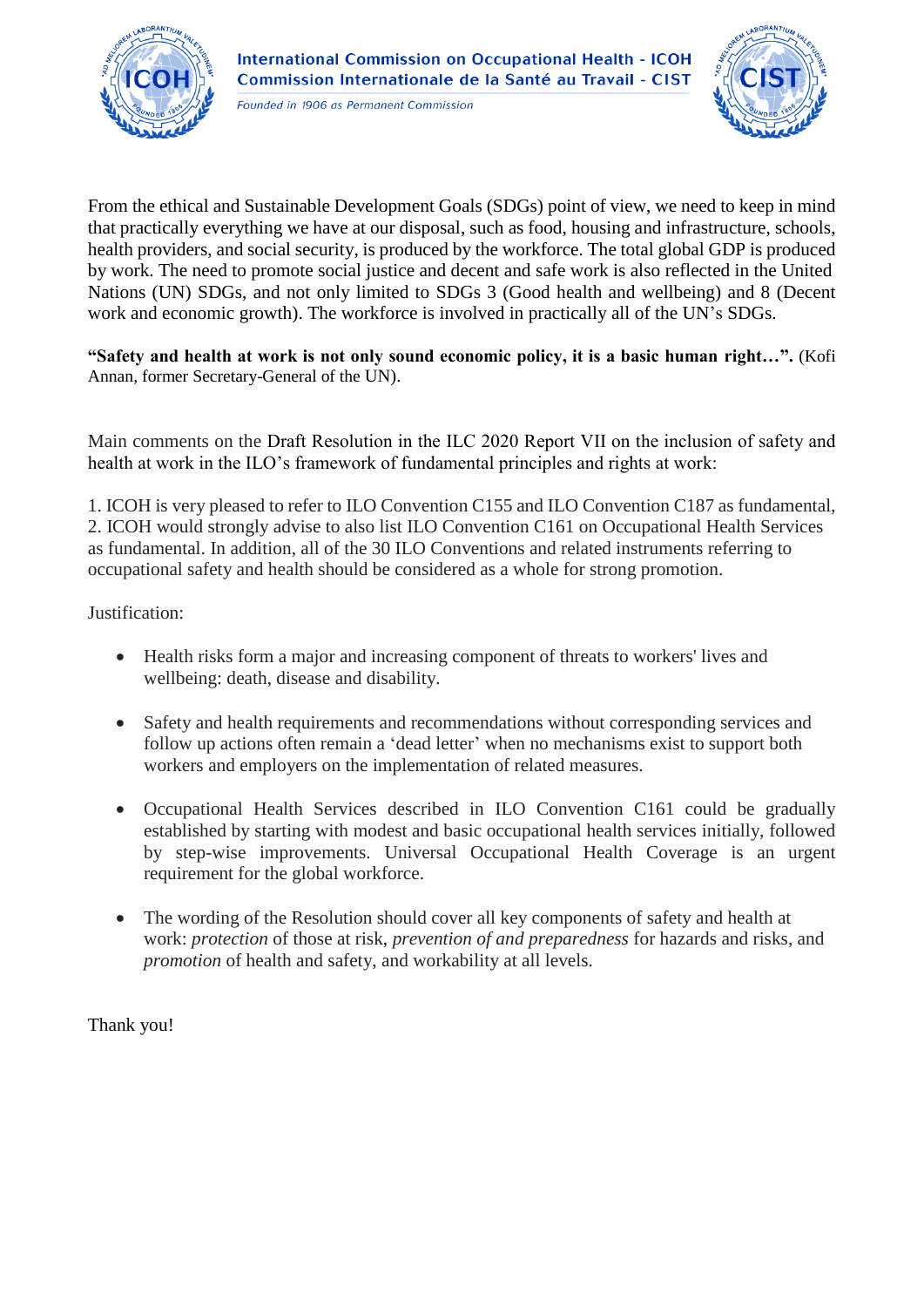From the ethical and Sustainable Development Goals (SDGs) point of view, we need to keep in mind that practically everything we have at our disposal, such as food, housing and infrastructure, schools, health providers, and social security, is produced by the workforce. The total global GDP is produced by work. The need to promote social justice and decent and safe work is also reflected in the United Nations (UN) SDGs, and not only limited to SDGs 3 (Good health and wellbeing) and 8 (Decent work and economic growth). The workforce is involved in practically all of the UN's SDGs.

**"Safety and health at work is not only sound economic policy, it is a basic human right…".** (Kofi Annan, former Secretary-General of the UN).

Main comments on the Draft Resolution in the ILC 2020 Report VII on the inclusion of safety and health at work in the ILO's framework of fundamental principles and rights at work:

1. ICOH is very pleased to refer to ILO Convention C155 and ILO Convention C187 as fundamental,
2. ICOH would strongly advise to also list ILO Convention C161 on Occupational Health Services as fundamental. In addition, all of the 30 ILO Conventions and related instruments referring to occupational safety and health should be considered as a whole for strong promotion.

Justification:

- Health risks form a major and increasing component of threats to workers' lives and wellbeing: death, disease and disability.
- Safety and health requirements and recommendations without corresponding services and follow up actions often remain a 'dead letter' when no mechanisms exist to support both workers and employers on the implementation of related measures.
- Occupational Health Services described in ILO Convention C161 could be gradually established by starting with modest and basic occupational health services initially, followed by step-wise improvements. Universal Occupational Health Coverage is an urgent requirement for the global workforce.
- The wording of the Resolution should cover all key components of safety and health at work: *protection* of those at risk, *prevention of and preparedness* for hazards and risks, and *promotion* of health and safety, and workability at all levels.

Thank you!